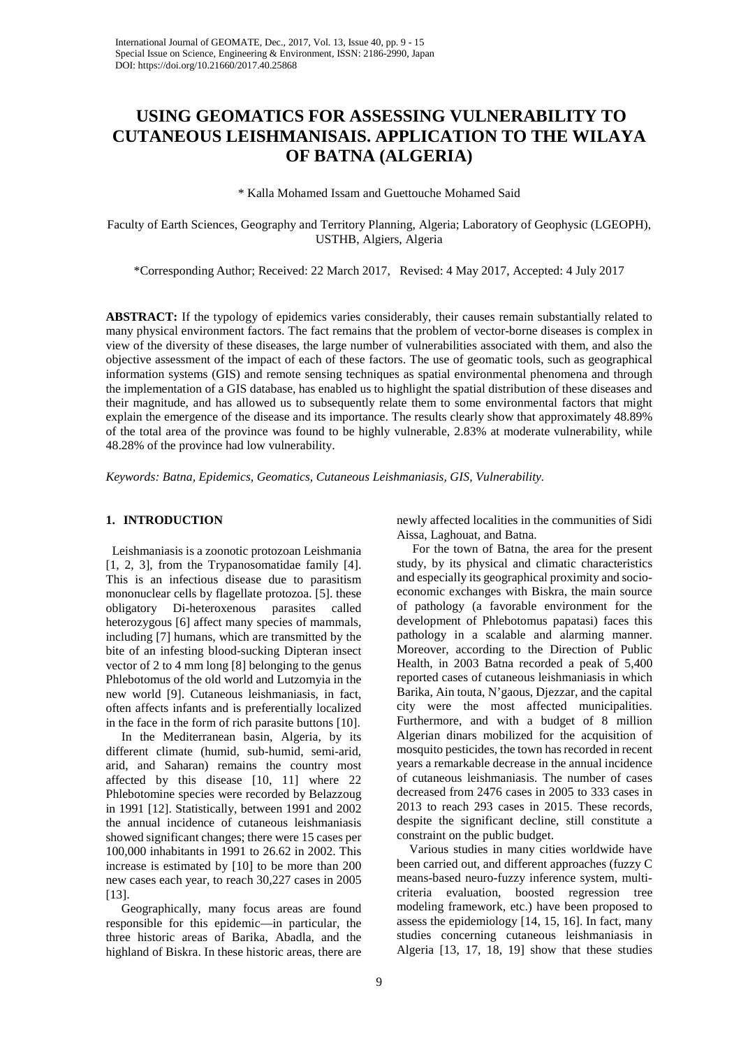# USING GEOMATICS FOR ASSESSING VULNERABILITY TO CUTANEOUS LEISHMANISAIS. APPLICATION TO THE WILAYA OF BATNA (ALGERIA)

\* Kalla Mohamed Issam and Guettouche Mohamed Said

Faculty of Earth Sciences, Geography and Territory Planning, Algeria; Laboratory of Geophysic (LGEOPH), USTHB, Algiers, Algeria

\*Corresponding Author; Received: 22 March 2017, Revised: 4 May 2017, Accepted: 4 July 2017

**ABSTRACT:** If the typology of epidemics varies considerably, their causes remain substantially related to many physical environment factors. The fact remains that the problem of vector-borne diseases is complex in view of the diversity of these diseases, the large number of vulnerabilities associated with them, and also the objective assessment of the impact of each of these factors. The use of geomatic tools, such as geographical information systems (GIS) and remote sensing techniques as spatial environmental phenomena and through the implementation of a GIS database, has enabled us to highlight the spatial distribution of these diseases and their magnitude, and has allowed us to subsequently relate them to some environmental factors that might explain the emergence of the disease and its importance. The results clearly show that approximately 48.89% of the total area of the province was found to be highly vulnerable, 2.83% at moderate vulnerability, while 48.28% of the province had low vulnerability.

*Keywords: Batna, Epidemics, Geomatics, Cutaneous Leishmaniasis, GIS, Vulnerability.*

## 1. INTRODUCTION

Leishmaniasis is a zoonotic protozoan Leishmania [1, 2, 3], from the Trypanosomatidae family [4]. This is an infectious disease due to parasitism mononuclear cells by flagellate protozoa. [5]. these obligatory Di-heteroxenous parasites called heterozygous [6] affect many species of mammals, including [7] humans, which are transmitted by the bite of an infesting blood-sucking Dipteran insect vector of 2 to 4 mm long [8] belonging to the genus Phlebotomus of the old world and Lutzomyia in the new world [9]. Cutaneous leishmaniasis, in fact, often affects infants and is preferentially localized in the face in the form of rich parasite buttons [10].

In the Mediterranean basin, Algeria, by its different climate (humid, sub-humid, semi-arid, arid, and Saharan) remains the country most affected by this disease [10, 11] where 22 Phlebotomine species were recorded by Belazzoug in 1991 [12]. Statistically, between 1991 and 2002 the annual incidence of cutaneous leishmaniasis showed significant changes; there were 15 cases per 100,000 inhabitants in 1991 to 26.62 in 2002. This increase is estimated by [10] to be more than 200 new cases each year, to reach 30,227 cases in 2005 [13].

Geographically, many focus areas are found responsible for this epidemic—in particular, the three historic areas of Barika, Abadla, and the highland of Biskra. In these historic areas, there are newly affected localities in the communities of Sidi Aissa, Laghouat, and Batna.

For the town of Batna, the area for the present study, by its physical and climatic characteristics and especially its geographical proximity and socio-economic exchanges with Biskra, the main source of pathology (a favorable environment for the development of Phlebotomus papatasi) faces this pathology in a scalable and alarming manner. Moreover, according to the Direction of Public Health, in 2003 Batna recorded a peak of 5,400 reported cases of cutaneous leishmaniasis in which Barika, Ain touta, N'gaous, Djezzar, and the capital city were the most affected municipalities. Furthermore, and with a budget of 8 million Algerian dinars mobilized for the acquisition of mosquito pesticides, the town has recorded in recent years a remarkable decrease in the annual incidence of cutaneous leishmaniasis. The number of cases decreased from 2476 cases in 2005 to 333 cases in 2013 to reach 293 cases in 2015. These records, despite the significant decline, still constitute a constraint on the public budget.

Various studies in many cities worldwide have been carried out, and different approaches (fuzzy C means-based neuro-fuzzy inference system, multi-criteria evaluation, boosted regression tree modeling framework, etc.) have been proposed to assess the epidemiology [14, 15, 16]. In fact, many studies concerning cutaneous leishmaniasis in Algeria [13, 17, 18, 19] show that these studies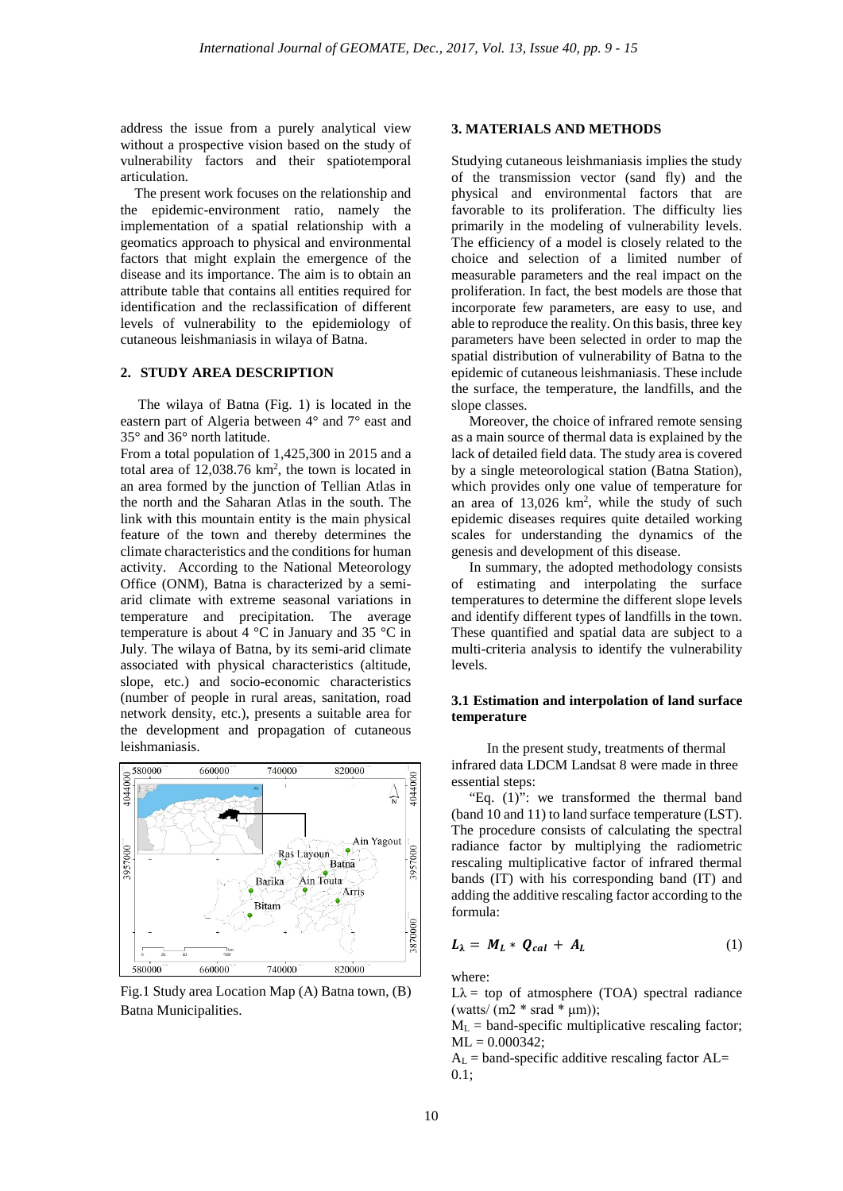address the issue from a purely analytical view without a prospective vision based on the study of vulnerability factors and their spatiotemporal articulation.

The present work focuses on the relationship and the epidemic-environment ratio, namely the implementation of a spatial relationship with a geomatics approach to physical and environmental factors that might explain the emergence of the disease and its importance. The aim is to obtain an attribute table that contains all entities required for identification and the reclassification of different levels of vulnerability to the epidemiology of cutaneous leishmaniasis in wilaya of Batna.

## 2. STUDY AREA DESCRIPTION

The wilaya of Batna (Fig. 1) is located in the eastern part of Algeria between 4° and 7° east and 35° and 36° north latitude.

From a total population of 1,425,300 in 2015 and a total area of 12,038.76 km$^2$, the town is located in an area formed by the junction of Tellian Atlas in the north and the Saharan Atlas in the south. The link with this mountain entity is the main physical feature of the town and thereby determines the climate characteristics and the conditions for human activity. According to the National Meteorology Office (ONM), Batna is characterized by a semi-arid climate with extreme seasonal variations in temperature and precipitation. The average temperature is about 4 °C in January and 35 °C in July. The wilaya of Batna, by its semi-arid climate associated with physical characteristics (altitude, slope, etc.) and socio-economic characteristics (number of people in rural areas, sanitation, road network density, etc.), presents a suitable area for the development and propagation of cutaneous leishmaniasis.

Fig.1 Study area Location Map (A) Batna town, (B) Batna Municipalities.

## 3. MATERIALS AND METHODS

Studying cutaneous leishmaniasis implies the study of the transmission vector (sand fly) and the physical and environmental factors that are favorable to its proliferation. The difficulty lies primarily in the modeling of vulnerability levels. The efficiency of a model is closely related to the choice and selection of a limited number of measurable parameters and the real impact on the proliferation. In fact, the best models are those that incorporate few parameters, are easy to use, and able to reproduce the reality. On this basis, three key parameters have been selected in order to map the spatial distribution of vulnerability of Batna to the epidemic of cutaneous leishmaniasis. These include the surface, the temperature, the landfills, and the slope classes.

Moreover, the choice of infrared remote sensing as a main source of thermal data is explained by the lack of detailed field data. The study area is covered by a single meteorological station (Batna Station), which provides only one value of temperature for an area of 13,026 km$^2$, while the study of such epidemic diseases requires quite detailed working scales for understanding the dynamics of the genesis and development of this disease.

In summary, the adopted methodology consists of estimating and interpolating the surface temperatures to determine the different slope levels and identify different types of landfills in the town. These quantified and spatial data are subject to a multi-criteria analysis to identify the vulnerability levels.

### 3.1 Estimation and interpolation of land surface temperature

In the present study, treatments of thermal infrared data LDCM Landsat 8 were made in three essential steps:

"Eq. (1)": we transformed the thermal band (band 10 and 11) to land surface temperature (LST). The procedure consists of calculating the spectral radiance factor by multiplying the radiometric rescaling multiplicative factor of infrared thermal bands (IT) with his corresponding band (IT) and adding the additive rescaling factor according to the formula:

$$L_{\lambda} = M_L * Q_{cal} + A_L \tag{1}$$

where:

$L\lambda$ = top of atmosphere (TOA) spectral radiance (watts/ (m2 * srad * µm));

$M_L$ = band-specific multiplicative rescaling factor; ML = 0.000342;

$A_L$ = band-specific additive rescaling factor AL= 0.1;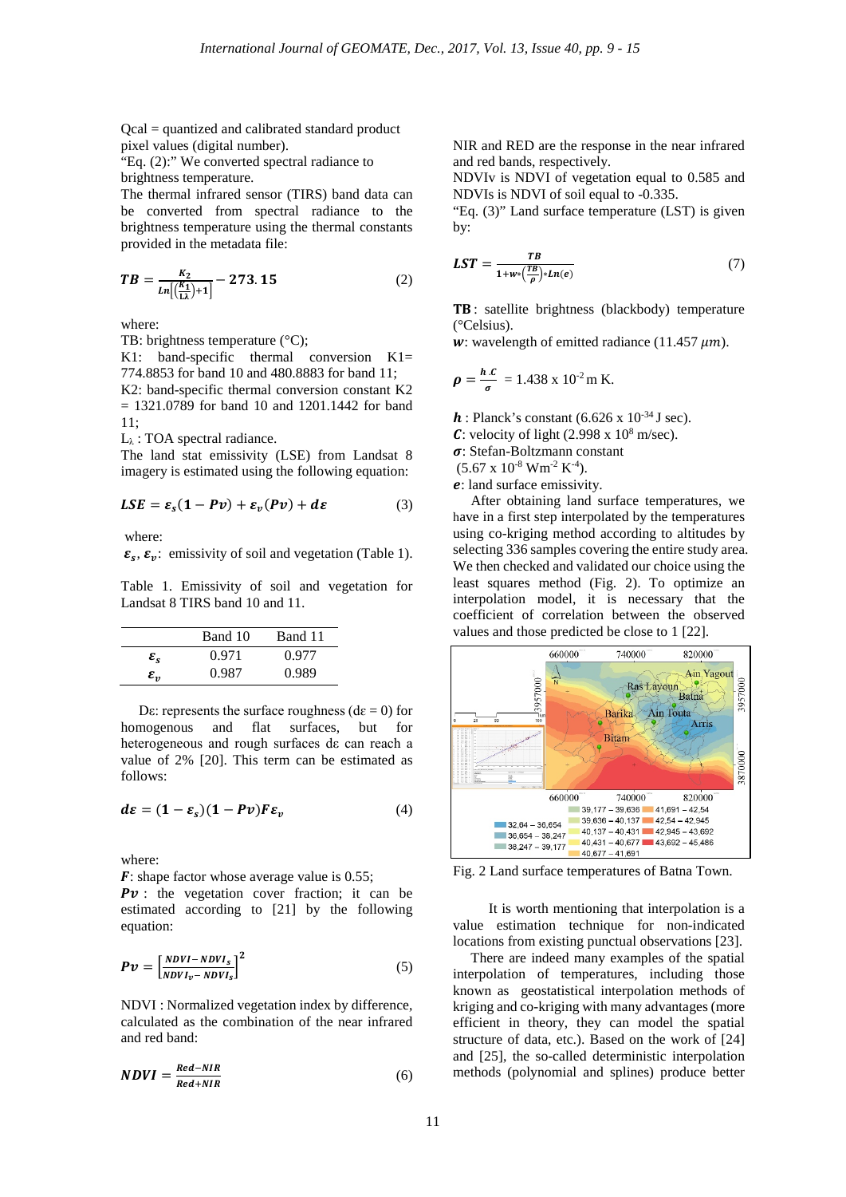Qcal = quantized and calibrated standard product pixel values (digital number).

"Eq. (2):" We converted spectral radiance to brightness temperature.

The thermal infrared sensor (TIRS) band data can be converted from spectral radiance to the brightness temperature using the thermal constants provided in the metadata file:

$$TB = \frac{K_2}{Ln\left[\left(\frac{K_1}{L\lambda}\right)+1\right]} - 273.15 \qquad (2)$$

where:

TB: brightness temperature (°C);

K1: band-specific thermal conversion K1= 774.8853 for band 10 and 480.8883 for band 11;

K2: band-specific thermal conversion constant K2 = 1321.0789 for band 10 and 1201.1442 for band 11;

$L_\lambda$ : TOA spectral radiance.

The land stat emissivity (LSE) from Landsat 8 imagery is estimated using the following equation:

$$LSE = \varepsilon_s(1 - Pv) + \varepsilon_v(Pv) + d\varepsilon \qquad (3)$$

where:

$\varepsilon_s, \varepsilon_v$: emissivity of soil and vegetation (Table 1).

Table 1. Emissivity of soil and vegetation for Landsat 8 TIRS band 10 and 11.

| | Band 10 | Band 11 |
|---|---|---|
| $\varepsilon_s$ | 0.971 | 0.977 |
| $\varepsilon_v$ | 0.987 | 0.989 |

Dε: represents the surface roughness (dε = 0) for homogenous and flat surfaces, but for heterogeneous and rough surfaces dε can reach a value of 2% [20]. This term can be estimated as follows:

$$d\varepsilon = (1 - \varepsilon_s)(1 - Pv)F\varepsilon_v \qquad (4)$$

where:

$F$: shape factor whose average value is 0.55;

$Pv$ : the vegetation cover fraction; it can be estimated according to [21] by the following equation:

$$Pv = \left[\frac{NDVI - NDVI_s}{NDVI_v - NDVI_s}\right]^2 \qquad (5)$$

NDVI : Normalized vegetation index by difference, calculated as the combination of the near infrared and red band:

$$NDVI = \frac{Red - NIR}{Red + NIR} \qquad (6)$$

NIR and RED are the response in the near infrared and red bands, respectively.

NDVIv is NDVI of vegetation equal to 0.585 and NDVIs is NDVI of soil equal to -0.335.

"Eq. (3)" Land surface temperature (LST) is given by:

$$LST = \frac{TB}{1 + w * \left(\frac{TB}{\rho}\right) * Ln(e)} \qquad (7)$$

**TB** : satellite brightness (blackbody) temperature (°Celsius).

$w$: wavelength of emitted radiance (11.457 $\mu m$).

$$\rho = \frac{h.c}{\sigma} = 1.438 \times 10^{-2}\,\text{m K}.$$

$h$ : Planck's constant (6.626 x $10^{-34}$ J sec).

$C$: velocity of light (2.998 x $10^{8}$ m/sec).

$\sigma$: Stefan-Boltzmann constant (5.67 x $10^{-8}$ $Wm^{-2}$ $K^{-4}$).

$e$: land surface emissivity.

After obtaining land surface temperatures, we have in a first step interpolated by the temperatures using co-kriging method according to altitudes by selecting 336 samples covering the entire study area. We then checked and validated our choice using the least squares method (Fig. 2). To optimize an interpolation model, it is necessary that the coefficient of correlation between the observed values and those predicted be close to 1 [22].

Fig. 2 Land surface temperatures of Batna Town.

It is worth mentioning that interpolation is a value estimation technique for non-indicated locations from existing punctual observations [23].

There are indeed many examples of the spatial interpolation of temperatures, including those known as geostatistical interpolation methods of kriging and co-kriging with many advantages (more efficient in theory, they can model the spatial structure of data, etc.). Based on the work of [24] and [25], the so-called deterministic interpolation methods (polynomial and splines) produce better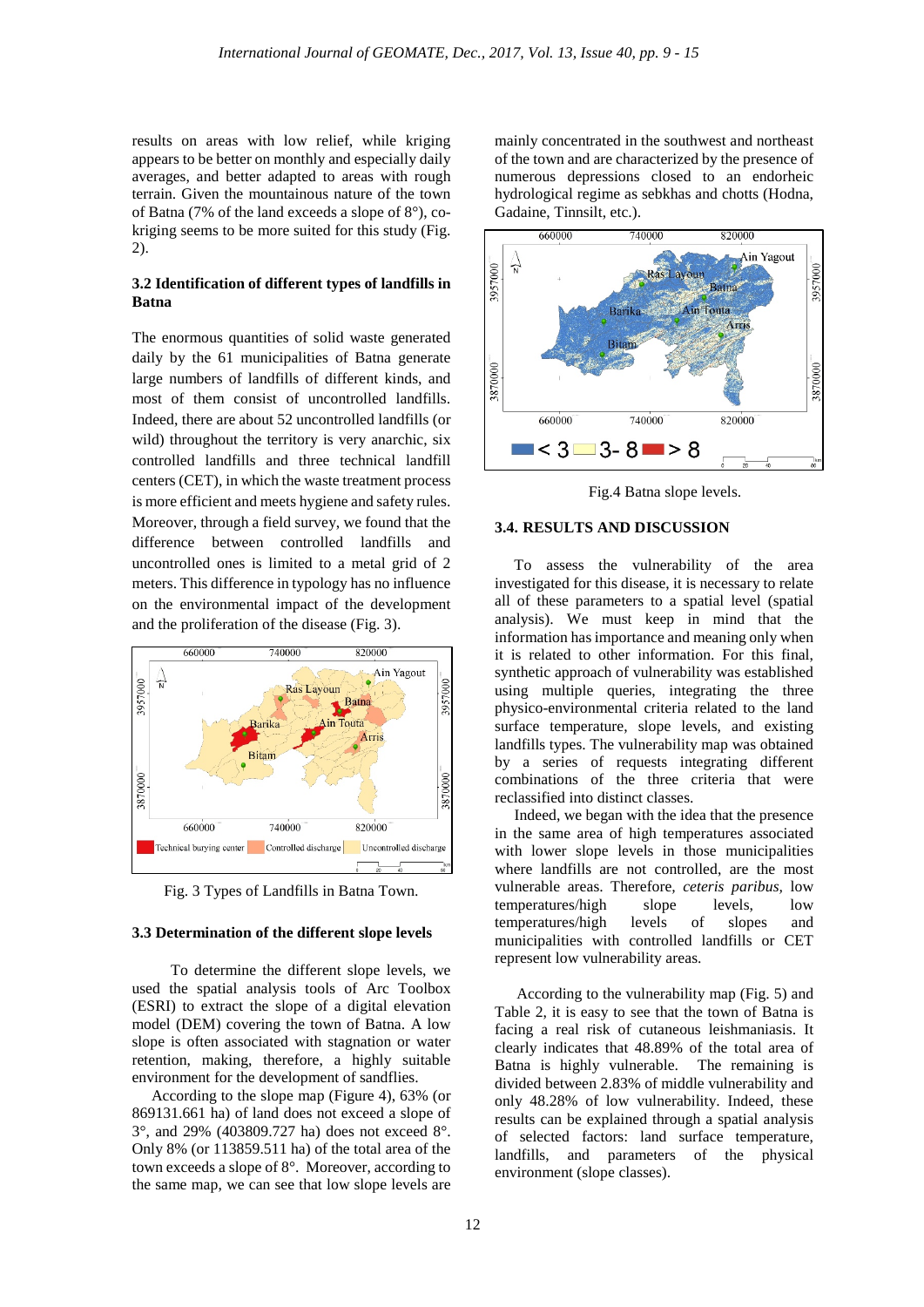results on areas with low relief, while kriging appears to be better on monthly and especially daily averages, and better adapted to areas with rough terrain. Given the mountainous nature of the town of Batna (7% of the land exceeds a slope of 8°), co-kriging seems to be more suited for this study (Fig. 2).

### 3.2 Identification of different types of landfills in Batna

The enormous quantities of solid waste generated daily by the 61 municipalities of Batna generate large numbers of landfills of different kinds, and most of them consist of uncontrolled landfills. Indeed, there are about 52 uncontrolled landfills (or wild) throughout the territory is very anarchic, six controlled landfills and three technical landfill centers (CET), in which the waste treatment process is more efficient and meets hygiene and safety rules. Moreover, through a field survey, we found that the difference between controlled landfills and uncontrolled ones is limited to a metal grid of 2 meters. This difference in typology has no influence on the environmental impact of the development and the proliferation of the disease (Fig. 3).

Fig. 3 Types of Landfills in Batna Town.

### 3.3 Determination of the different slope levels

To determine the different slope levels, we used the spatial analysis tools of Arc Toolbox (ESRI) to extract the slope of a digital elevation model (DEM) covering the town of Batna. A low slope is often associated with stagnation or water retention, making, therefore, a highly suitable environment for the development of the sandflies.

According to the slope map (Figure 4), 63% (or 869131.661 ha) of land does not exceed a slope of 3°, and 29% (403809.727 ha) does not exceed 8°. Only 8% (or 113859.511 ha) of the total area of the town exceeds a slope of 8°. Moreover, according to the same map, we can see that low slope levels are mainly concentrated in the southwest and northeast of the town and are characterized by the presence of numerous depressions closed to an endorheic hydrological regime as sebkhas and chotts (Hodna, Gadaine, Tinnsilt, etc.).

Fig.4 Batna slope levels.

### 3.4. RESULTS AND DISCUSSION

To assess the vulnerability of the area investigated for this disease, it is necessary to relate all of these parameters to a spatial level (spatial analysis). We must keep in mind that the information has importance and meaning only when it is related to other information. For this final, synthetic approach of vulnerability was established using multiple queries, integrating the three physico-environmental criteria related to the land surface temperature, slope levels, and existing landfills types. The vulnerability map was obtained by a series of requests integrating different combinations of the three criteria that were reclassified into distinct classes.

Indeed, we began with the idea that the presence in the same area of high temperatures associated with lower slope levels in those municipalities where landfills are not controlled, are the most vulnerable areas. Therefore, *ceteris paribus*, low temperatures/high slope levels, low temperatures/high levels of slopes and municipalities with controlled landfills or CET represent low vulnerability areas.

According to the vulnerability map (Fig. 5) and Table 2, it is easy to see that the town of Batna is facing a real risk of cutaneous leishmaniasis. It clearly indicates that 48.89% of the total area of Batna is highly vulnerable. The remaining is divided between 2.83% of middle vulnerability and only 48.28% of low vulnerability. Indeed, these results can be explained through a spatial analysis of selected factors: land surface temperature, landfills, and parameters of the physical environment (slope classes).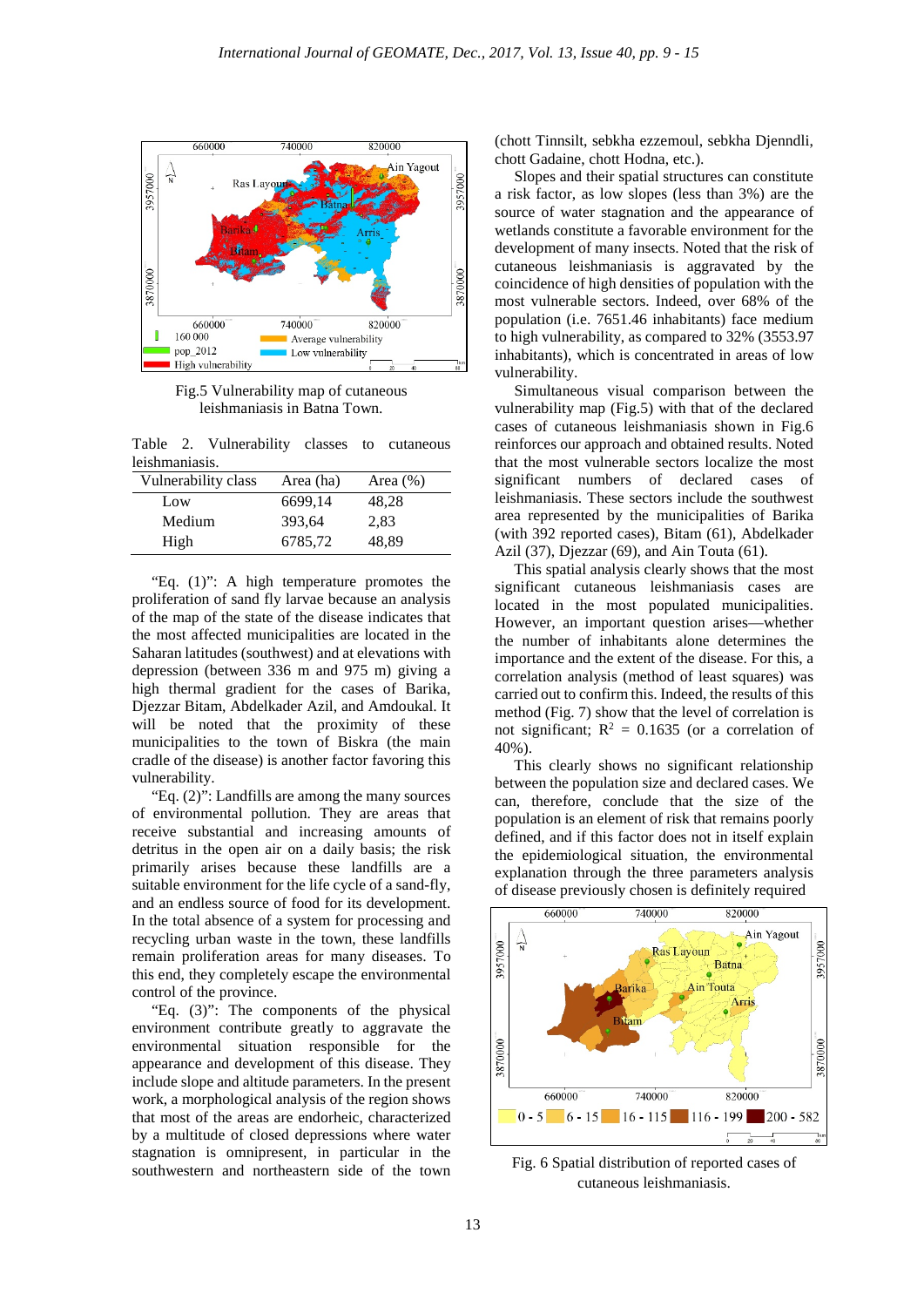Fig.5 Vulnerability map of cutaneous leishmaniasis in Batna Town.

Table 2. Vulnerability classes to cutaneous leishmaniasis.

| Vulnerability class | Area (ha) | Area (%) |
|---|---|---|
| Low | 6699,14 | 48,28 |
| Medium | 393,64 | 2,83 |
| High | 6785,72 | 48,89 |

"Eq. (1)": A high temperature promotes the proliferation of sand fly larvae because an analysis of the map of the state of the disease indicates that the most affected municipalities are located in the Saharan latitudes (southwest) and at elevations with depression (between 336 m and 975 m) giving a high thermal gradient for the cases of Barika, Djezzar Bitam, Abdelkader Azil, and Amdoukal. It will be noted that the proximity of these municipalities to the town of Biskra (the main cradle of the disease) is another factor favoring this vulnerability.

"Eq. (2)": Landfills are among the many sources of environmental pollution. They are areas that receive substantial and increasing amounts of detritus in the open air on a daily basis; the risk primarily arises because these landfills are a suitable environment for the life cycle of a sand-fly, and an endless source of food for its development. In the total absence of a system for processing and recycling urban waste in the town, these landfills remain proliferation areas for many diseases. To this end, they completely escape the environmental control of the province.

"Eq. (3)": The components of the physical environment contribute greatly to aggravate the environmental situation responsible for the appearance and development of this disease. They include slope and altitude parameters. In the present work, a morphological analysis of the region shows that most of the areas are endorheic, characterized by a multitude of closed depressions where water stagnation is omnipresent, in particular in the southwestern and northeastern side of the town (chott Tinnsilt, sebkha ezzemoul, sebkha Djenndli, chott Gadaine, chott Hodna, etc.).

Slopes and their spatial structures can constitute a risk factor, as low slopes (less than 3%) are the source of water stagnation and the appearance of wetlands constitute a favorable environment for the development of many insects. Noted that the risk of cutaneous leishmaniasis is aggravated by the coincidence of high densities of population with the most vulnerable sectors. Indeed, over 68% of the population (i.e. 7651.46 inhabitants) face medium to high vulnerability, as compared to 32% (3553.97 inhabitants), which is concentrated in areas of low vulnerability.

Simultaneous visual comparison between the vulnerability map (Fig.5) with that of the declared cases of cutaneous leishmaniasis shown in Fig.6 reinforces our approach and obtained results. Noted that the most vulnerable sectors localize the most significant numbers of declared cases of leishmaniasis. These sectors include the southwest area represented by the municipalities of Barika (with 392 reported cases), Bitam (61), Abdelkader Azil (37), Djezzar (69), and Ain Touta (61).

This spatial analysis clearly shows that the most significant cutaneous leishmaniasis cases are located in the most populated municipalities. However, an important question arises—whether the number of inhabitants alone determines the importance and the extent of the disease. For this, a correlation analysis (method of least squares) was carried out to confirm this. Indeed, the results of this method (Fig. 7) show that the level of correlation is not significant; $R^2 = 0.1635$ (or a correlation of 40%).

This clearly shows no significant relationship between the population size and declared cases. We can, therefore, conclude that the size of the population is an element of risk that remains poorly defined, and if this factor does not in itself explain the epidemiological situation, the environmental explanation through the three parameters analysis of disease previously chosen is definitely required

Fig. 6 Spatial distribution of reported cases of cutaneous leishmaniasis.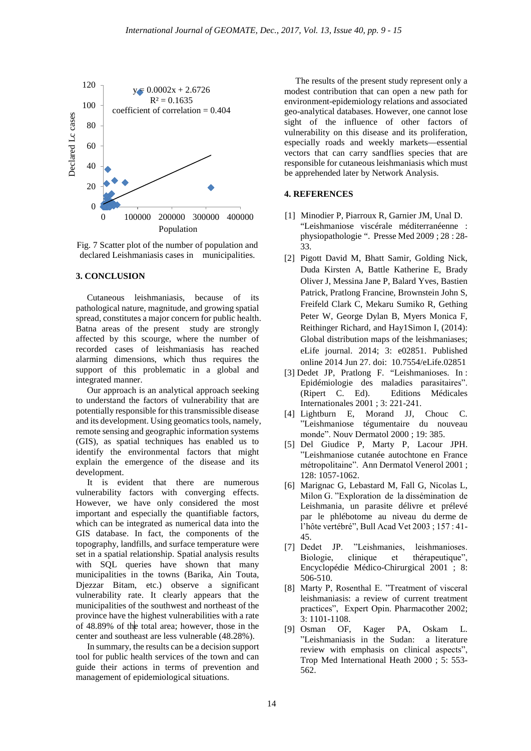Fig. 7 Scatter plot of the number of population and declared Leishmaniasis cases in municipalities.

## 3. CONCLUSION

Cutaneous leishmaniasis, because of its pathological nature, magnitude, and growing spatial spread, constitutes a major concern for public health. Batna areas of the present study are strongly affected by this scourge, where the number of recorded cases of leishmaniasis has reached alarming dimensions, which thus requires the support of this problematic in a global and integrated manner.

Our approach is an analytical approach seeking to understand the factors of vulnerability that are potentially responsible for this transmissible disease and its development. Using geomatics tools, namely, remote sensing and geographic information systems (GIS), as spatial techniques has enabled us to identify the environmental factors that might explain the emergence of the disease and its development.

It is evident that there are numerous vulnerability factors with converging effects. However, we have only considered the most important and especially the quantifiable factors, which can be integrated as numerical data into the GIS database. In fact, the components of the topography, landfills, and surface temperature were set in a spatial relationship. Spatial analysis results with SQL queries have shown that many municipalities in the towns (Barika, Ain Touta, Djezzar Bitam, etc.) observe a significant vulnerability rate. It clearly appears that the municipalities of the southwest and northeast of the province have the highest vulnerabilities with a rate of 48.89% of the total area; however, those in the center and southeast are less vulnerable (48.28%).

In summary, the results can be a decision support tool for public health services of the town and can guide their actions in terms of prevention and management of epidemiological situations.

The results of the present study represent only a modest contribution that can open a new path for environment-epidemiology relations and associated geo-analytical databases. However, one cannot lose sight of the influence of other factors of vulnerability on this disease and its proliferation, especially roads and weekly markets—essential vectors that can carry sandflies species that are responsible for cutaneous leishmaniasis which must be apprehended later by Network Analysis.

## 4. REFERENCES

[1] Minodier P, Piarroux R, Garnier JM, Unal D. "Leishmaniose viscérale méditerranéenne : physiopathologie ". Presse Med 2009 ; 28 : 28-33.

[2] Pigott David M, Bhatt Samir, Golding Nick, Duda Kirsten A, Battle Katherine E, Brady Oliver J, Messina Jane P, Balard Yves, Bastien Patrick, Pratlong Francine, Brownstein John S, Freifeld Clark C, Mekaru Sumiko R, Gething Peter W, George Dylan B, Myers Monica F, Reithinger Richard, and Hay1Simon I, (2014): Global distribution maps of the leishmaniases; eLife journal. 2014; 3: e02851. Published online 2014 Jun 27. doi: 10.7554/eLife.02851

[3] Dedet JP, Pratlong F. "Leishmanioses. In : Epidémiologie des maladies parasitaires". (Ripert C. Ed). Editions Médicales Internationales 2001 ; 3: 221-241.

[4] Lightburn E, Morand JJ, Chouc C. "Leishmaniose tégumentaire du nouveau monde". Nouv Dermatol 2000 ; 19: 385.

[5] Del Giudice P, Marty P, Lacour JPH. "Leishmaniose cutanée autochtone en France métropolitaine". Ann Dermatol Venerol 2001 ; 128: 1057-1062.

[6] Marignac G, Lebastard M, Fall G, Nicolas L, Milon G. "Exploration de la dissémination de Leishmania, un parasite délivre et prélevé par le phlébotome au niveau du derme de l'hôte vertébré", Bull Acad Vet 2003 ; 157 : 41-45.

[7] Dedet JP. "Leishmanies, leishmanioses. Biologie, clinique et thérapeutique", Encyclopédie Médico-Chirurgical 2001 ; 8: 506-510.

[8] Marty P, Rosenthal E. "Treatment of visceral leishmaniasis: a review of current treatment practices", Expert Opin. Pharmacother 2002; 3: 1101-1108.

[9] Osman OF, Kager PA, Oskam L. "Leishmaniasis in the Sudan: a literature review with emphasis on clinical aspects", Trop Med International Heath 2000 ; 5: 553-562.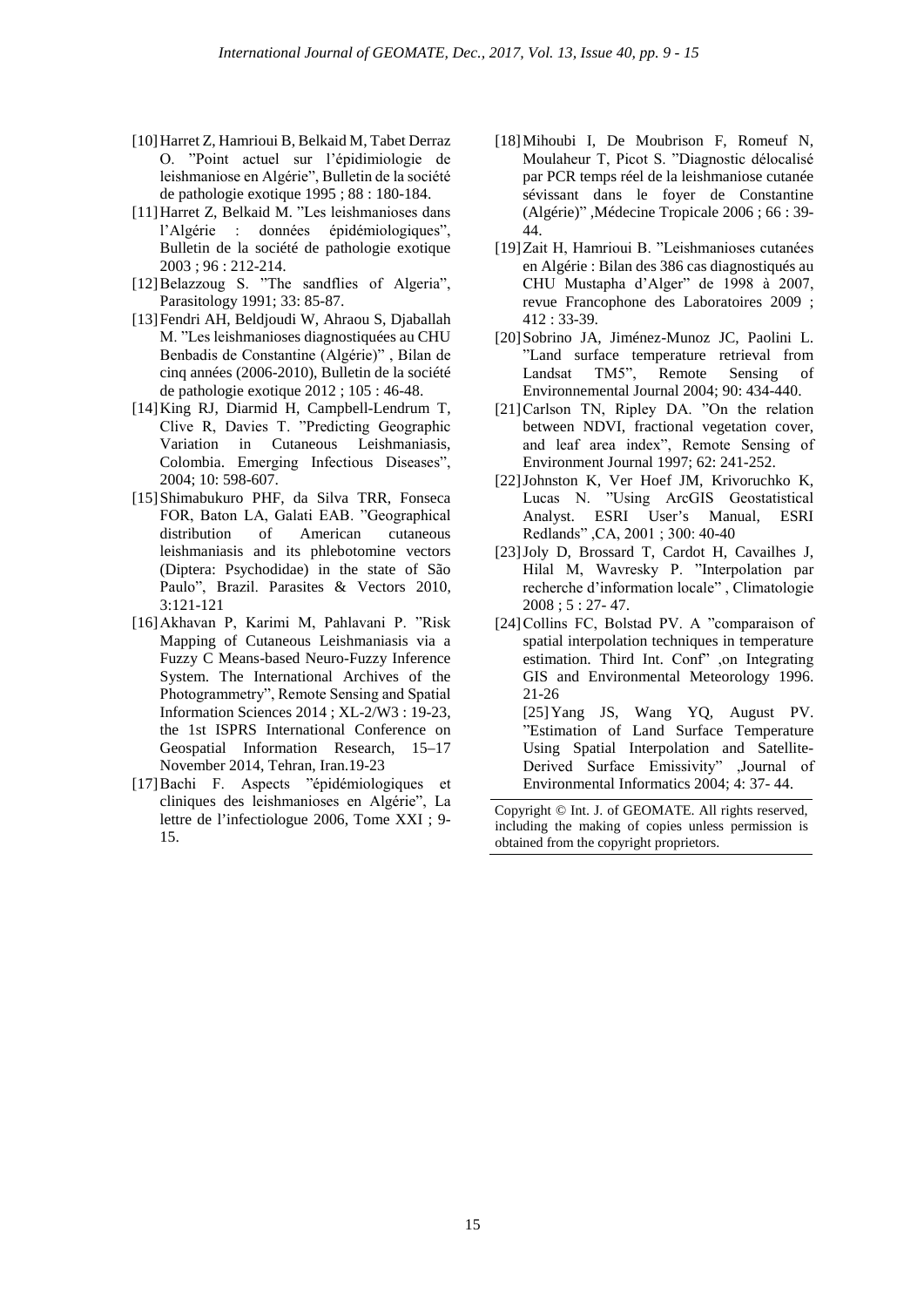[10] Harret Z, Hamrioui B, Belkaid M, Tabet Derraz O. "Point actuel sur l'épidimiologie de leishmaniose en Algérie", Bulletin de la société de pathologie exotique 1995 ; 88 : 180-184.

[11] Harret Z, Belkaid M. "Les leishmanioses dans l'Algérie : données épidémiologiques", Bulletin de la société de pathologie exotique 2003 ; 96 : 212-214.

[12] Belazzoug S. "The sandflies of Algeria", Parasitology 1991; 33: 85-87.

[13] Fendri AH, Beldjoudi W, Ahraou S, Djaballah M. "Les leishmanioses diagnostiquées au CHU Benbadis de Constantine (Algérie)" , Bilan de cinq années (2006-2010), Bulletin de la société de pathologie exotique 2012 ; 105 : 46-48.

[14] King RJ, Diarmid H, Campbell-Lendrum T, Clive R, Davies T. "Predicting Geographic Variation in Cutaneous Leishmaniasis, Colombia. Emerging Infectious Diseases", 2004; 10: 598-607.

[15] Shimabukuro PHF, da Silva TRR, Fonseca FOR, Baton LA, Galati EAB. "Geographical distribution of American cutaneous leishmaniasis and its phlebotomine vectors (Diptera: Psychodidae) in the state of São Paulo", Brazil. Parasites & Vectors 2010, 3:121-121

[16] Akhavan P, Karimi M, Pahlavani P. "Risk Mapping of Cutaneous Leishmaniasis via a Fuzzy C Means-based Neuro-Fuzzy Inference System. The International Archives of the Photogrammetry", Remote Sensing and Spatial Information Sciences 2014 ; XL-2/W3 : 19-23, the 1st ISPRS International Conference on Geospatial Information Research, 15–17 November 2014, Tehran, Iran.19-23

[17] Bachi F. Aspects "épidémiologiques et cliniques des leishmanioses en Algérie", La lettre de l'infectiologue 2006, Tome XXI ; 9-15.

[18] Mihoubi I, De Moubrison F, Romeuf N, Moulaheur T, Picot S. "Diagnostic délocalisé par PCR temps réel de la leishmaniose cutanée sévissant dans le foyer de Constantine (Algérie)" ,Médecine Tropicale 2006 ; 66 : 39-44.

[19] Zait H, Hamrioui B. "Leishmanioses cutanées en Algérie : Bilan des 386 cas diagnostiqués au CHU Mustapha d'Alger" de 1998 à 2007, revue Francophone des Laboratoires 2009 ; 412 : 33-39.

[20] Sobrino JA, Jiménez-Munoz JC, Paolini L. "Land surface temperature retrieval from Landsat TM5", Remote Sensing of Environnemental Journal 2004; 90: 434-440.

[21] Carlson TN, Ripley DA. "On the relation between NDVI, fractional vegetation cover, and leaf area index", Remote Sensing of Environment Journal 1997; 62: 241-252.

[22] Johnston K, Ver Hoef JM, Krivoruchko K, Lucas N. "Using ArcGIS Geostatistical Analyst. ESRI User's Manual, ESRI Redlands" ,CA, 2001 ; 300: 40-40

[23] Joly D, Brossard T, Cardot H, Cavailhes J, Hilal M, Wavresky P. "Interpolation par recherche d'information locale" , Climatologie 2008 ; 5 : 27- 47.

[24] Collins FC, Bolstad PV. A "comparaison of spatial interpolation techniques in temperature estimation. Third Int. Conf" ,on Integrating GIS and Environmental Meteorology 1996. 21-26

[25] Yang JS, Wang YQ, August PV. "Estimation of Land Surface Temperature Using Spatial Interpolation and Satellite-Derived Surface Emissivity" ,Journal of Environmental Informatics 2004; 4: 37- 44.

Copyright © Int. J. of GEOMATE. All rights reserved, including the making of copies unless permission is obtained from the copyright proprietors.